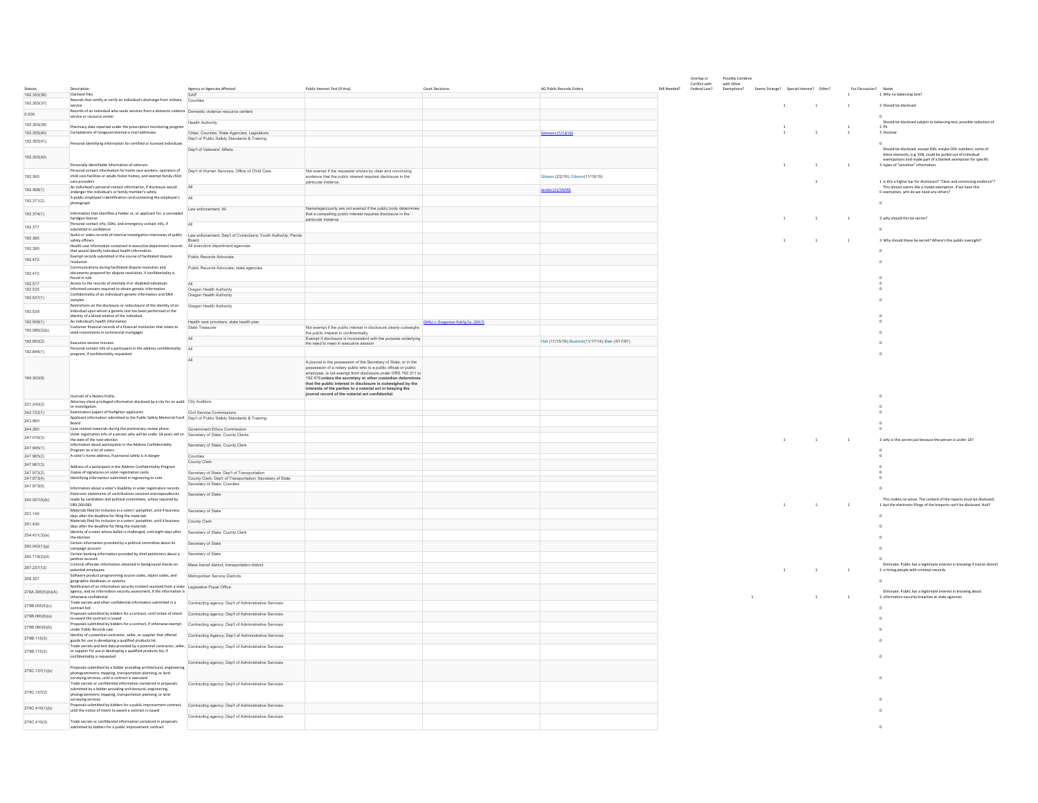| Statute | Description | Agency or Agencies Affected | Public Interest Test (If Any) | Court Decisions | AG Public Records Orders | Still Needed? | Overlap or Conflict with Federal Law? | Possibly Combine with Other Exemptions? | Seems Strange? | Special Interest? | Other? | For Discussion? | Notes |
|---|---|---|---|---|---|---|---|---|---|---|---|---|---|
| 192.355(36) | Claimant files | SAIF | | | | | | | | | 1 | 1 | Why no balancing test? |
| 192.355(37) | Records that certify or verify an individual's discharge from military service | Counties | | | | | | | 1 | 1 | 1 | 3 | Should be disclosed |
| 0.000 | Records of an individual who seeks services from a domestic violence service or resource center | Domestic violence resource centers | | | | | | | | | | 0 | |
| 192.355(39) | Pharmacy data reported under the prescription monitoring program | Health Authority | | | | | | | 1 | | 1 | 2 | Should be disclosed subject to balancing test, possible redaction of PII |
| 192.355(40) | Compilations of nongovernmental e-mail addresses | Cities; Counties; State Agencies; Legislature | | | Simmons (7/13/16) | | | | 1 | 1 | 1 | 3 | Disclose |
| 192.355(41) | Personal identifying information for certified or licensed individuals | Dep't of Public Safety Standards & Training | | | | | | | | | | 0 | |
| 192.355(42) | Personally identifiable information of veterans | Dep't of Veterans' Affairs | | | | | | | 1 | 1 | 1 | 3 | Should be disclosed except SSN, maybe ODL numbers; some of these elements, e.g. SSN, could be pulled out of individual exemptions and made part of a blanket exemption for specific types of "sensitive" information |
| 192.365 | Personal contact information for home care workers, operators of child care facilities or adults foster homes, and exempt family child care providers | Dep't of Human Services; Office of Child Care | Not exempt if the requester shows by clear and convincing evidence that the public interest requires disclosure in the particular instance. | | Gibson (2/2/16); Gibson(11/19/15) | | | | | 1 | | 1 | Is this a higher bar for disclosure? "Clear and convincing evidence"? |
| 192.368(1) | An individual's personal contact information, if disclosure would endanger the individual's or family member's safety | All | | | Jacobs (11/19/99) | | | | | | | 0 | This almost seems like a model exemption. If we have this exemption, wht do we need any others? |
| 192.371(2) | A public employee's identification card containing the employee's photograph | All | | | | | | | | | | 0 | |
| 192.374(1) | Information that identifies a holder or, or applicant for, a concealed handgun license | Law enforcement; All | Name/age/county are not exempt if the public body determines that a compelling public interest requires disclosure in the particular instance | | | | | | 1 | 1 | 1 | 3 | Why should this be secret? |
| 192.377 | Personal contact info, SSNs, and emergency contact info, if submitted in confidence | All | | | | | | | | | | 0 | |
| 192.385 | Audio or video records of internal investigation interviews of public safety officers | Law enforcement; Dep't of Corrections; Youth Authority; Parole Board | | | | | | | 1 | 1 | 1 | 3 | Why should these be secret? Where's the public oversight? |
| 192.395 | Health cost information contained in executive department records that would identify individual health information. | All executive department agencies | | | | | | | | | | 0 | |
| 192.472 | Exempt records submitted in the course of facilitated dispute resolution | Public Records Advocate | | | | | | | | | | 0 | |
| 192.472 | Communications during facilitated dispute resolution and documents prepared for dispute resolution, if confidentiality is found in rule | Public Records Advocate; state agencies | | | | | | | | | | 0 | |
| 192.517 | Access to the records of mentally ill or disabled individuals | All | | | | | | | | | | 0 | |
| 192.535 | Informed consent required to obtain genetic information | Oregon Health Authority | | | | | | | | | | 0 | |
| 192.537(1) | Confidentiality of an individual's genetic information and DNA samples | Oregon Health Authority | | | | | | | | | | 0 | |
| 192.539 | Restrictions on the disclosure or redisclosure of the identity of an individual upon whom a genetic test has been performed or the identity of a blood relative of the individual | Oregon Health Authority | | | | | | | | | | 0 | |
| 192.558(1) | An individual's health information | Health care providers; state health plan | | OHSU v. Oregonian Pub'g Co. (2017) | | | | | | | | 0 | |
| 192.586(2)(b) | Customer financial records of a financial institution that relate to state investments in commercial mortgages | State Treasurer | Not exempt if the public interest in disclosure clearly outweighs the public interest in confidentiality. | | | | | | | | | 0 | |
| 192.650(2) | Executive session minutes | All | Exempt if disclosure is inconsistent with the purpose underlying the need to meet in executive session | | Hall (11/15/16); Budnick(11/17/14); Blaer (4/17/97) | | | | | | | 0 | |
| 192.844(1) | Personal contact info of a participant in the address confidentiality program, if confidentiality requested | All | | | | | | | | | | 0 | |
| 194.300(9) | Journals of a Notary Public | All | A journal in the possession of the Secretary of State, or in the possession of a notary public who is a public official or public employee, is not exempt from disclosure under ORS 192.311 to 192.478 **unless the secretary or other custodian determines that the public interest in disclosure is outweighed by the interests of the parties to a notarial act in keeping the journal record of the notarial act confidential.** | | | | | | | | | 0 | |
| 221.240(2) | Attorney-client privileged information disclosed by a city for an audit or investigation | City Auditors | | | | | | | | | | 0 | |
| 242.722(1) | Examination papers of firefighter applicants | Civil Service Commissions | | | | | | | | | | 0 | |
| 243.960 | Applicant information submitted to the Public Safety Memorial Fund Board | Dep't of Public Safety Standards & Training | | | | | | | | | | 0 | |
| 244.260 | Case-related materials during the preliminary review phase | Government Ethics Commission | | | | | | | | | | 0 | |
| 247.016(3) | Voter registration info of a person who will be under 18 years old on the date of the next election | Secretary of State; County Clerks | | | | | | | 1 | 1 | 1 | 3 | why is this secret just because the person is under 18? |
| 247.945(1) | Information about participants in the Address Confidentiality Program on a list of voters | Secretary of State; County Clerk | | | | | | | | | | 0 | |
| 247.965(2) | A voter's home address, if personal safety is in danger | Counties | | | | | | | | | | 0 | |
| 247.967(3) | Address of a participant in the Address Confidentiality Program | County Clerk | | | | | | | | | | 0 | |
| 247.973(2) | Copies of signatures on voter registration cards | Secretary of State; Dep't of Transportation | | | | | | | | | | 0 | |
| 247.973(4) | Identifying information submitted in registering to vote | County Clerk; Dep't of Transportation; Secretary of State | | | | | | | | | | 0 | |
| 247.973(5) | Information about a voter's disability in voter registration records | Secretary of State; Counties | | | | | | | | | | 0 | |
| 250.057(5)(b) | Electronic statements of contributions received and expenditures made by candidates and political committees, unless required by ORS 260.083 | Secretary of State | | | | | | | 1 | 1 | 1 | 1 | This makes no sense. The content of the reports must be disclosed, but the electronic filings of the breports can't be disclosed. Huh? |
| 251.145 | Materials filed for inclusion in a voters' pamphlet, until 4 business days after the deadline for filing the materials | Secretary of State | | | | | | | | | | 0 | |
| 251.430 | Materials filed for inclusion in a voters' pamphlet, until 4 business days after the deadline for filing the materials | County Clerk | | | | | | | | | | 0 | |
| 254.431(3)(a) | Identity of a voter whose ballot is challenged, until eight days after the election | Secretary of State; County Clerk | | | | | | | | | | 0 | |
| 260.042(1)(g) | Certain information provided by a political committee about its campaign account | Secretary of State | | | | | | | | | | 0 | |
| 260.118(2)(d) | Certain banking information provided by chief petitioners about a petition account | Secretary of State | | | | | | | | | | 0 | |
| 267.237(12) | Criminal offender information obtained in background checks on potential employees | Mass transit district; transportation district | | | | | | | 1 | 1 | 1 | 3 | Eliminate. Public has a legitimate interest in knowing if transit district is hiring people with criminal records |
| 268.357 | Software product programming source codes, object codes, and geographic databases or systems | Metropolitan Service Districts | | | | | | | | | | 0 | |
| 276A.306(5)(b)(A) | Notification of an information security incident received from a state agency, and an information security assessment, if the information is otherwise confidential | Legislative Fiscal Office | | | | | | 1 | | 1 | 1 | 3 | Eliminate. Public has a legitimate interest in knowing about information security breaches at state agencies |
| 279B.055(5)(c) | Trade secrets and other confidential information submitted in a contract bid | Contracting agency; Dep't of Administrative Services | | | | | | | | | | 0 | |
| 279B.060(6)(a) | Proposals submitted by bidders for a contract, until notice of intent to award the contract is issued | Contracting agency; Dep't of Administrative Services | | | | | | | | | | 0 | |
| 279B.060(6)(b) | Proposals submitted by bidders for a contract, if otherwise exempt under Public Records Law | Contracting agency; Dep't of Administrative Services | | | | | | | | | | 0 | |
| 279B.115(3) | Identity of a potential contractor, seller, or supplier that offered goods for use in developing a qualified products list | Contracting Agency; Dep't of Administrative Services | | | | | | | | | | 0 | |
| 279B.115(3) | Trade secrets and test data provided by a potential contractor, seller, or supplier for use in developing a qualified products list, if confidentiality is requested | Contracting agency; Dep't of Administrative Services | | | | | | | | | | 0 | |
| 279C.107(1)(b) | Proposals submitted by a bidder providing architectural, engineering, photogrammetric mapping, transportation planning, or land surveying services, until a contract is executed | Contracting agency; Dep't of Administrative Services | | | | | | | | | | 0 | |
| 279C.107(2) | Trade secrets or confidential information contained in proposals submitted by a bidder providing architectural, engineering, photogrammetric mapping, transportation planning, or land surveying services | Contracting agency; Dep't of Administrative Services | | | | | | | | | | 0 | |
| 279C.410(1)(b) | Proposals submitted by bidders for a public improvement contract, until the notice of intent to award a contract is issued | Contracting agency; Dep't of Administrative Services | | | | | | | | | | 0 | |
| 279C.410(3) | Trade secrets or confidential information contained in proposals submitted by bidders for a public improvement contract | Contracting agency; Dep't of Administrative Services | | | | | | | | | | 0 | |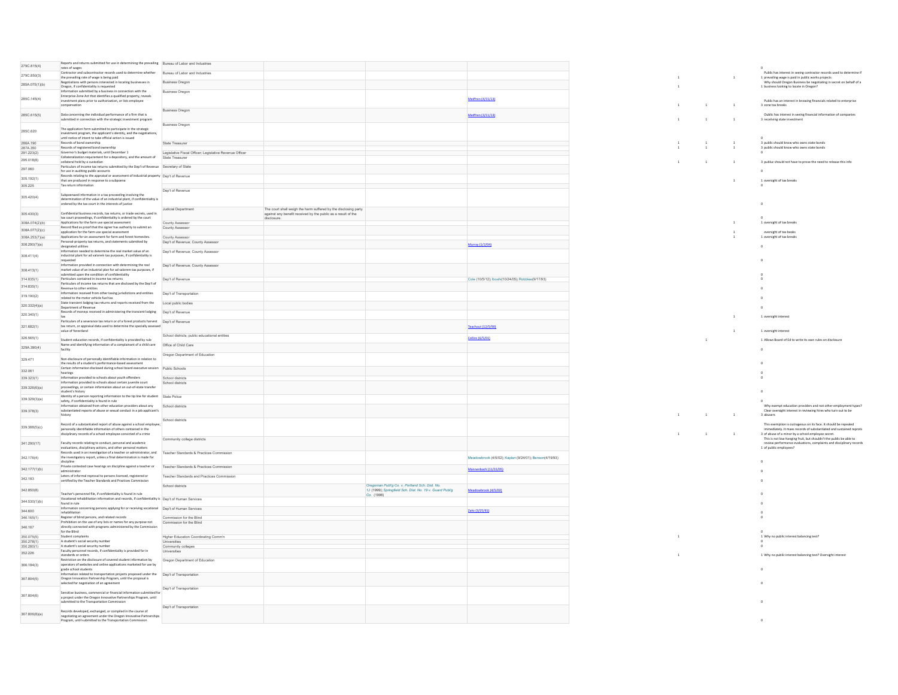| | | | | | | | | | | |
|---|---|---|---|---|---|---|---|---|---|---|
| 279C.815(4) | Reports and returns submitted for use in determining the prevailing rates of wages | Bureau of Labor and Industries | | | | | | | 0 | |
| 279C.850(3) | Contractor and subcontractor records used to determine whether the prevailing rate of wage is being paid | Bureau of Labor and Industries | | | | 1 | | 1 | 1 | Public has interest in seeing contractor records used to determine if prevailing wage is paid in public works projects |
| 285A.075(1)(b) | Negotiations with persons interested in locating businesses in Oregon, if confidentiality is requested | Business Oregon | | | | 1 | | | 1 | Why should Oregon Business be negotiating in secret on behalf of a business looking to locate in Oregon? |
| 285C.145(4) | Information submitted by a business in connection with the Enterprise Zone Act that identifies a qualified property, reveals investment plans prior to authorization, or lists employee compensation | Business Oregon | | | Meffren (4/15/13) | 1 | 1 | 1 | 3 | Public has an interest in knowing financials related to enterprise zone tax breaks |
| 285C.615(5) | Data concerning the individual performance of a firm that is submitted in connection with the strategic investment program | Business Oregon | | | Meffren (3/11/13) | 1 | 1 | 1 | 3 | Oublic has interest in seeing financial information of companies receiving state investment |
| 285C.620 | The application form submitted to participate in the strategic investment program, the applicant's identity, and the negotiations, until notice of intent to take official action is issued | Business Oregon | | | | | | | 0 | |
| 286A.190 | Records of bond ownership | State Treasurer | | | | 1 | 1 | 1 | 3 | public should know who owns state bonds |
| 287A.350 | Records of registered bond ownership | | | | | 1 | 1 | 1 | 3 | public should know who owns state bonds |
| 291.223(2) | Governor's budget materials, until December 1 | Legislative Fiscal Officer; Legislative Revenue Officer | | | | | | | 0 | |
| 295.018(8) | Collateralization requirement for a depository, and the amount of collateral held by a custodian | State Treasurer | | | | 1 | 1 | 1 | 3 | publuc should not have to prove the need to release this info |
| 297.060 | Particulars of income tax returns submitted by the Dep't of Revenue for use in auditing public accounts | Secretary of State | | | | | | | 0 | |
| 305.192(1) | Records relating to the appraisal or assessment of industrial property that are produced in response to a subpoena | Dep't of Revenue | | | | | | 1 | 1 | oversight of tax breaks |
| 305.225 | Tax return information | | | | | | | | 0 | |
| 305.420(4) | Subpoenaed information in a tax proceeding involving the determination of the value of an industrial plant, if confidentiality is ordered by the tax court in the interests of justice | Dep't of Revenue | | | | | | | 0 | |
| 305.430(3) | Confidential business records, tax returns, or trade secrets, used in tax court proceedings, if confidentiality is ordered by the court | Judicial Department | The court shall weigh the harm suffered by the disclosing party against any benefit received by the public as a result of the disclosure. | | | | | | 0 | |
| 308A.074(2)(b) | Applications for the farm use special assessment | County Assessor | | | | | | 1 | 1 | oversight of tax breaks |
| 308A.077(2)(c) | Record filed as proof that the signer has authority to submit an application for the farm use special assessment | County Assessor | | | | | | 1 | | oversight of tax beaks |
| 308A.253(7)(a) | Applications for an assessment for farm and forest homesites. | County Assessor | | | | | | 1 | 1 | oversight of tax breaks |
| 308.290(7)(a) | Personal-property tax returns, and statements submitted by designated utilities | Dep't of Revenue; County Assessor | | | Murray (1/2/04) | | | | 0 | |
| 308.411(4) | Information needed to determine the real market value of an industrial plant for ad valorem tax purposes, if confidentiality is requested | Dep't of Revenue; County Assessor | | | | | | | 0 | |
| 308.413(1) | Information provided in connection with determining the real market value of an industrial plant for ad valorem tax purposes, if submitted upon the condition of confidentiality | Dep't of Revenue; County Assessor | | | | | | | 0 | |
| 314.835(1) | Particulars contained in income tax returns | Dep't of Revenue | | | Cole (10/5/12); Iboshi(10/24/05); Robbles(9/17/93) | | | | 0 | |
| 314.835(1) | Particulars of income tax returns that are disclosed by the Dep't of Revenue to other entities | | | | | | | | 0 | |
| 319.190(2) | Information received from other taxing jurisdictions and entities related to the motor vehicle fuel tax | Dep't of Transportation | | | | | | | 0 | |
| 320.332(4)(a) | State transient lodging tax returns and reports received from the Department of Revenue | Local public bodies | | | | | | | 0 | |
| 320.340(1) | Records of moneys received in administering the transient lodging tax | Dep't of Revenue | | | | | | 1 | 1 | oversight interest |
| 321.682(1) | Particulars of a severance tax return or of a forest products harvest tax return, or appraisal data used to determine the specially assessed value of forestland | Dep't of Revenue | | | Teachout (12/5/90) | | | 1 | 1 | oversight interest |
| 326.565(1) | Student education records, if confidentiality is provided by rule | School districts; public educational entities | | | Collins (6/5/01) | | 1 | | 1 | Allows Board of Ed to write its own rules on disclosure |
| 329A.390(4) | Name and identifying information of a complainant of a child care facility | Office of Child Care | | | | | | | 0 | |
| 329.471 | Non-disclosure of personally identifiable information in relation to the results of a student's performance-based assessment | Oregon Department of Education | | | | | | | 0 | |
| 332.061 | Certain information disclosed during school board executive session hearings | Public Schools | | | | | | | 0 | |
| 339.323(1) | Information provided to schools about youth offenders | School districts | | | | | | | 0 | |
| 339.326(6)(a) | Information provided to schools about certain juvenile court proceedings, or certain information about an out-of-state transfer student's history | School districts | | | | | | | 0 | |
| 339.329(3)(a) | Identity of a person reporting information to the tip line for student safety, if confidentiality is found in rule | State Police | | | | | | | 0 | |
| 339.378(3) | Information obtained from other education providers about any substantiated reports of abuse or sexual conduct in a job applicant's history | School districts | | | | 1 | 1 | 1 | 3 | Why exempt education providers and not other employment types? Clear oversight interest in reviewing hires who turn out to be abusers |
| 339.388(5)(c) | Record of a substantiated report of abuse against a school employee; personally identifiable information of others contained in the disciplinary records of a school employee convicted of a crime | School districts | | | | 1 | 1 | 1 | 3 | This exemption is outrageous on its face. It should be repealed immediately. It maes records of substantiated and sustained reprots of abuse of a minor by a school employee secret. |
| 341.290(17) | Faculty records relating to conduct, personal and academic evaluations, disciplinary actions, and other personal matters | Community college districts | | | | | | | 1 | This is not low-hanging fruit, but shouldn't the public be able to review performance evaluations, complaints and disciplinary records of public employees? |
| 342.176(4) | Records used in an investigation of a teacher or administrator, and the investigatory report, unless a final determination is made for discipline | Teacher Standards & Practices Commission | | | Meadowbrook (4/5/02); Kaplan (9/24/01); Benson(4/19/93) | | | | 0 | |
| 342.177(1)(b) | Private contested case hearings on discipline against a teacher or administrator | Teacher Standards & Practices Commission | | | Mannenbach (11/22/05) | | | | 0 | |
| 342.183 | Letters of informal reproval to persons licensed, registered or certified by the Teacher Standards and Practices Commission | Teacher Standards and Practices Commission | | | | | | | 0 | |
| 342.850(8) | Teacher's personnel file, if confidentiality is found in rule | School districts | | *Oregonian Publ'g Co. v. Portland Sch. Dist. No. 1J* (1999); *Springfield Sch. Dist. No. 19 v. Guard Publ'g Co.* (1998) | Meadowbrook (4/5/02) | | | | 0 | |
| 344.530(1)(b) | Vocational rehabilitation information and records, if confidentiality is found in rule | Dep't of Human Services | | | | | | | 0 | |
| 344.600 | Information concerning persons applying for or receiving vocational rehabilitation | Dep't of Human Services | | | Zeitz (3/25/83) | | | | 0 | |
| 346.165(1) | Register of blind persons, and related records | Commission for the Blind | | | | | | | 0 | |
| 346.167 | Prohibition on the use of any lists or names for any purpose not directly connected with programs administered by the Commission for the Blind | Commission for the Blind | | | | | | | 0 | |
| 350.075(5) | Student complaints | Higher Education Coordinating Comm'n | | | | 1 | | | 1 | Why no public interest balancing test? |
| 350.278(1) | A student's social security number | Universities | | | | | | | 0 | |
| 350.280(1) | A student's social security number | Community colleges | | | | | | | 0 | |
| 352.226 | Faculty personnel records, if confidentiality is provided for in standards or orders | Universities | | | | 1 | | | 1 | Why no public interest balancing test? Oversight interest |
| 366.184(3) | Restriction on the disclosure of covered student information by operators of websites and online applications marketed for use by grade school students | Oregon Department of Education | | | | | | | 0 | |
| 367.804(5) | Information related to transportation projects proposed under the Oregon Innovation Partnership Program, until the proposal is selected for negotiation of an agreement | Dep't of Transportation | | | | | | | 0 | |
| 367.804(6) | Sensitive business, commercial or financial information submitted for a project under the Oregon Innovative Partnerships Program, until submitted to the Transportation Commission | Dep't of Transportation | | | | | | | 0 | |
| 367.806(8)(a) | Records developed, exchanged, or compiled in the course of negotiating an agreement under the Oregon Innovative Partnerships Program, until submitted to the Transportation Commission | Dep't of Transportation | | | | | | | 0 | |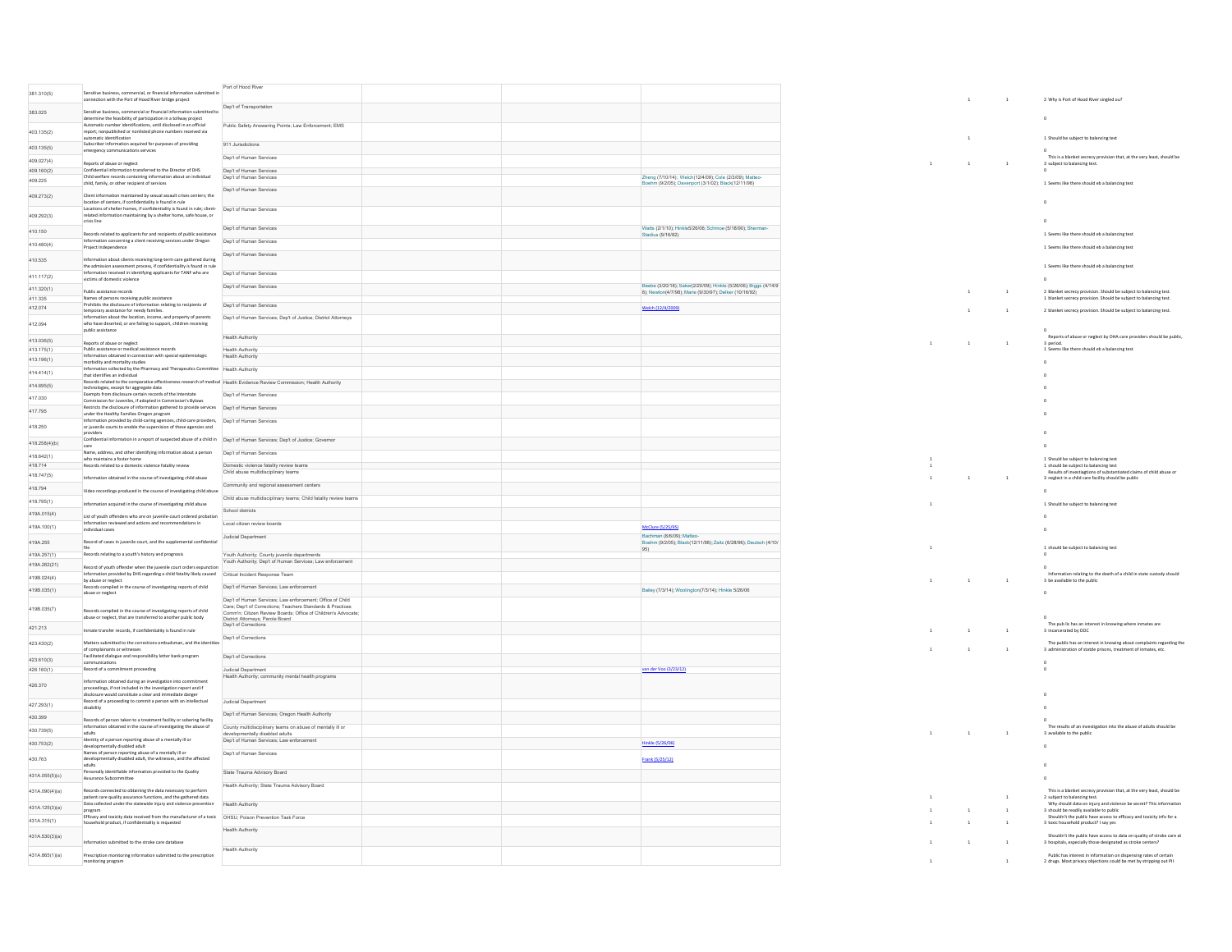| | | | | | | | | | | |
|---|---|---|---|---|---|---|---|---|---|---|
| 381.310(5) | Sensitive business, commercial, or financial information submitted in connection with the Port of Hood River bridge project | Port of Hood River | | | | | 1 | 1 | 2 | Why is Port of Hood River singled ou? |
| 383.025 | Sensitive business, commercial or financial information submitted to determine the feasibility of participation in a tollway project | Dep't of Transportation | | | | | | | 0 | |
| 403.135(2) | Automatic number identifications, until disclosed in an official report; nonpublished or nonlisted phone numbers received via automatic identification | Public Safety Answering Points; Law Enforcement; EMS | | | | | 1 | | 1 | Should be subject to balancing test |
| 403.135(5) | Subscriber information acquired for purposes of providing emergency communications services | 911 Jurisdictions | | | | | | | 0 | |
| 409.027(4) | Reports of abuse or neglect | Dep't of Human Services | | | | 1 | 1 | 1 | 3 | This is a blanket secrecy provision that, at the very least, should be subject to balancing test. |
| 409.160(2) | Confidential information transferred to the Director of DHS | Dep't of Human Services | | | | | | | 0 | |
| 409.225 | Child welfare records containing information about an individual child, family, or other recipient of services | Dep't of Human Services | | | Zheng (7/10/14); Welch(12/4/09); Cole (2/3/09); Matteo-Boehm (9/2/05); Davenport (3/1/02); Black(12/11/98) | | | | 1 | Seems like there should eb a balancing test |
| 409.273(2) | Client information maintained by sexual assault crises centers; the location of centers, if confidentiality is found in rule | Dep't of Human Services | | | | | | | 0 | |
| 409.292(3) | Locations of shelter homes, if confidentiality is found in rule; client-related information maintaining by a shelter home, safe house, or crisis line | Dep't of Human Services | | | | | | | 0 | |
| 410.150 | Records related to applicants for and recipients of public assistance | Dep't of Human Services | | | Watts (2/1/10); Hinkle5/26/06; Schmoe (5/18/90); Sherman-Stadius (9/16/82) | | | | 1 | Seems like there should eb a balancing test |
| 410.480(4) | Information concerning a client receiving services under Oregon Project Independence | Dep't of Human Services | | | | | | | 1 | Seems like there should eb a balancing test |
| 410.535 | Information about clients receiving long-term care gathered during the admission assessment process, if confidentiality is found in rule | Dep't of Human Services | | | | | | | 1 | Seems like there should eb a balancing test |
| 411.117(2) | Information received in identifying applicants for TANF who are victims of domestic violence | Dep't of Human Services | | | | | | | 0 | |
| 411.320(1) | Public assistance records | Dep't of Human Services | | | Beebe (3/20/18); Saker(2/20/09); Hinkle (5/26/06); Briggs (4/14/98); Newton(4/7/98); Marie (9/30/97); Delker (10/16/92) | | 1 | 1 | 2 | Blanket secrecy provision. Should be subject to balancing test. |
| 411.335 | Names of persons receiving public assistance | | | | | | | | 1 | Blanket secrecy provision. Should be subject to balancing test. |
| 412.074 | Prohibits the disclosure of information relating to recipients of temporary assistance for needy families. | Dep't of Human Services | | | Welch (12/4/2009) | | 1 | 1 | 2 | blanket secrecy provision. Should be subject to balancing test. |
| 412.094 | Information about the location, income, and property of parents who have deserted, or are failing to support, children receiving public assistance | Dep't of Human Services; Dep't of Justice; District Attorneys | | | | | | | 0 | |
| 413.036(5) | Reports of abuse or neglect | Health Authority | | | | 1 | 1 | 1 | 3 | Reports of abuse or neglect by OHA care providers should be public, period. |
| 413.175(1) | Public assistance or medical assistance records | Health Authority | | | | | | | 1 | Seems like there should eb a balancing test |
| 413.196(1) | Information obtained in connection with special epidemiologic morbidity and mortality studies | Health Authority | | | | | | | 0 | |
| 414.414(1) | Information collected by the Pharmacy and Therapeutics Committee that identifies an individual | Health Authority | | | | | | | 0 | |
| 414.695(5) | Records related to the comparative effectiveness research of medical technologies, except for aggregate data | Health Evidence Review Commission; Health Authority | | | | | | | 0 | |
| 417.030 | Exempts from disclosure certain records of the Interstate Commission for Juveniles, if adopted in Commission's Bylaws | Dep't of Human Services | | | | | | | 0 | |
| 417.795 | Restricts the disclosure of information gathered to provide services under the Healthy Families Oregon program | Dep't of Human Services | | | | | | | 0 | |
| 418.250 | Information provided by child-caring agencies, child-care providers, or juvenile courts to enable the supervision of these agencies and providers | Dep't of Human Services | | | | | | | 0 | |
| 418.258(4)(b) | Confidential information in a report of suspected abuse of a child in care | Dep't of Human Services; Dep't of Justice; Governor | | | | | | | 0 | |
| 418.642(1) | Name, address, and other identifying information about a person who maintains a foster home | Dep't of Human Services | | | | 1 | | | 1 | Should be subject to balancing test |
| 418.714 | Records related to a domestic violence fatality review | Domestic violence fatality review teams | | | | 1 | | | 1 | should be subject to balancing test |
| 418.747(5) | Information obtained in the course of investigating child abuse | Child abuse multidisciplinary teams | | | | 1 | 1 | 1 | 3 | Results of investigations of substantiated claims of child abuse or neglect in a child care facility should be public |
| 418.794 | Video recordings produced in the course of investigating child abuse | Community and regional assessment centers | | | | | | | 0 | |
| 418.795(1) | Information acquired in the course of investigating child abuse | Child abuse multidisciplinary teams; Child fatality review teams | | | | 1 | | | 1 | Should be subject to balancing test |
| 419A.015(4) | List of youth offenders who are on juvenile-court ordered probation | School districts | | | | | | | 0 | |
| 419A.100(1) | Information reviewed and actions and recommendations in individual cases | Local citizen review boards | | | McClure (5/25/95) | | | | 0 | |
| 419A.255 | Record of cases in juvenile court, and the supplemental confidential file | Judicial Department | | | Bachman (8/6/09); Matteo-Boehm (9/2/05); Black(12/11/98); Zeitz (8/28/96); Deutsch (4/10/95) | 1 | | | 1 | should be subject to balancing test |
| 419A.257(1) | Records relating to a youth's history and prognosis | Youth Authority; County juvenile departments | | | | | | | 0 | |
| 419A.262(21) | Record of youth offender when the juvenile court orders expunction | Youth Authority; Dep't of Human Services; Law enforcement | | | | | | | 0 | |
| 419B.024(4) | Information provided by DHS regarding a child fatality likely caused by abuse or neglect | Critical Incident Response Team | | | | 1 | 1 | 1 | 3 | Information relating to the death of a child in state custody should be available to the public |
| 419B.035(1) | Records compiled in the course of investigating reports of child abuse or neglect | Dep't of Human Services; Law enforcement | | | Bailey (7/3/14); Woolington(7/3/14); Hinkle 5/26/06 | | | | 0 | |
| 419B.035(7) | Records compiled in the course of investigating reports of child abuse or neglect, that are transferred to another public body | Dep't of Human Services; Law enforcement; Office of Child Care; Dep't of Corrections; Teachers Standards & Practices Comm'n; Citizen Review Boards; Office of Children's Advocate; District Attorneys; Parole Board | | | | | | | 0 | |
| 421.213 | Inmate transfer records, if confidentiality is found in rule | Dep't of Corrections | | | | 1 | 1 | 1 | 3 | The pub lic has an interest in knowing where inmates are incarcerated by DOC |
| 423.430(2) | Matters submitted to the corrections ombudsman, and the identities of complainants or witnesses | Dep't of Corrections | | | | 1 | 1 | 1 | 3 | The public has an interest in knowing about complaints regarding the administration of statde prisons, treatment of inmates, etc. |
| 423.610(3) | Facilitated dialogue and responsibility letter bank program communications | Dep't of Corrections | | | | | | | 0 | |
| 426.160(1) | Record of a commitment proceeding | Judicial Department | | | van der Voo (3/23/12) | | | | 0 | |
| 426.370 | Information obtained during an investigation into commitment proceedings, if not included in the investigation report and if disclosure would constitute a clear and immediate danger | Health Authority; community mental health programs | | | | | | | 0 | |
| 427.293(1) | Record of a proceeding to commit a person with an intellectual disability | Judicial Department | | | | | | | 0 | |
| 430.399 | Records of person taken to a treatment facility or sobering facility | Dep't of Human Services; Oregon Health Authority | | | | | | | 0 | |
| 430.739(5) | Information obtained in the course of investigating the abuse of adults | County multidisciplinary teams on abuse of mentally ill or developmentally disabled adults | | | | 1 | 1 | 1 | 3 | The results of an investigation into the abuse of adults should be available to the public |
| 430.753(2) | Identity of a person reporting abuse of a mentally ill or developmentally disabled adult | Dep't of Human Services; Law enforcement | | | Hinkle (5/26/06) | | | | 0 | |
| 430.763 | Names of person reporting abuse of a mentally ill or developmentally disabled adult, the witnesses, and the affected adults | Dep't of Human Services | | | Frank (5/25/12) | | | | 0 | |
| 431A.055(5)(c) | Personally identifiable information provided to the Quality Assurance Subcommittee | State Trauma Advisory Board | | | | | | | 0 | |
| 431A.090(4)(a) | Records connected to obtaining the data necessary to perform patient care quality assurance functions, and the gathered data | Health Authority; State Trauma Advisory Board | | | | 1 | | 1 | 2 | This is a blanket secrecy provision that, at the very least, should be subject to balancing test. |
| 431A.125(3)(a) | Data collected under the statewide injury and violence prevention program | Health Authority | | | | 1 | 1 | 1 | 3 | Why should data on injury and violence be secret? This information should be readily available to public |
| 431A.315(1) | Efficacy and toxicity data received from the manufacturer of a toxic household product, if confidentiality is requested | OHSU; Poison Prevention Task Force | | | | 1 | 1 | 1 | 3 | Shouldn't the public have access to efficacy and toxicity info for a toxic household product? I say yes. |
| 431A.530(3)(a) | Information submitted to the stroke care database | Health Authority | | | | 1 | 1 | 1 | 3 | Shouldn't the public have access to data on quality of stroke care at hospitals, especially those designated as stroke centers? |
| 431A.865(1)(a) | Prescription monitoring information submitted to the prescription monitoring program | Health Authority | | | | 1 | | 1 | 2 | Public has interest in information on dispensing rates of certain drugs. Most privacy objections could be met by stripping out PII |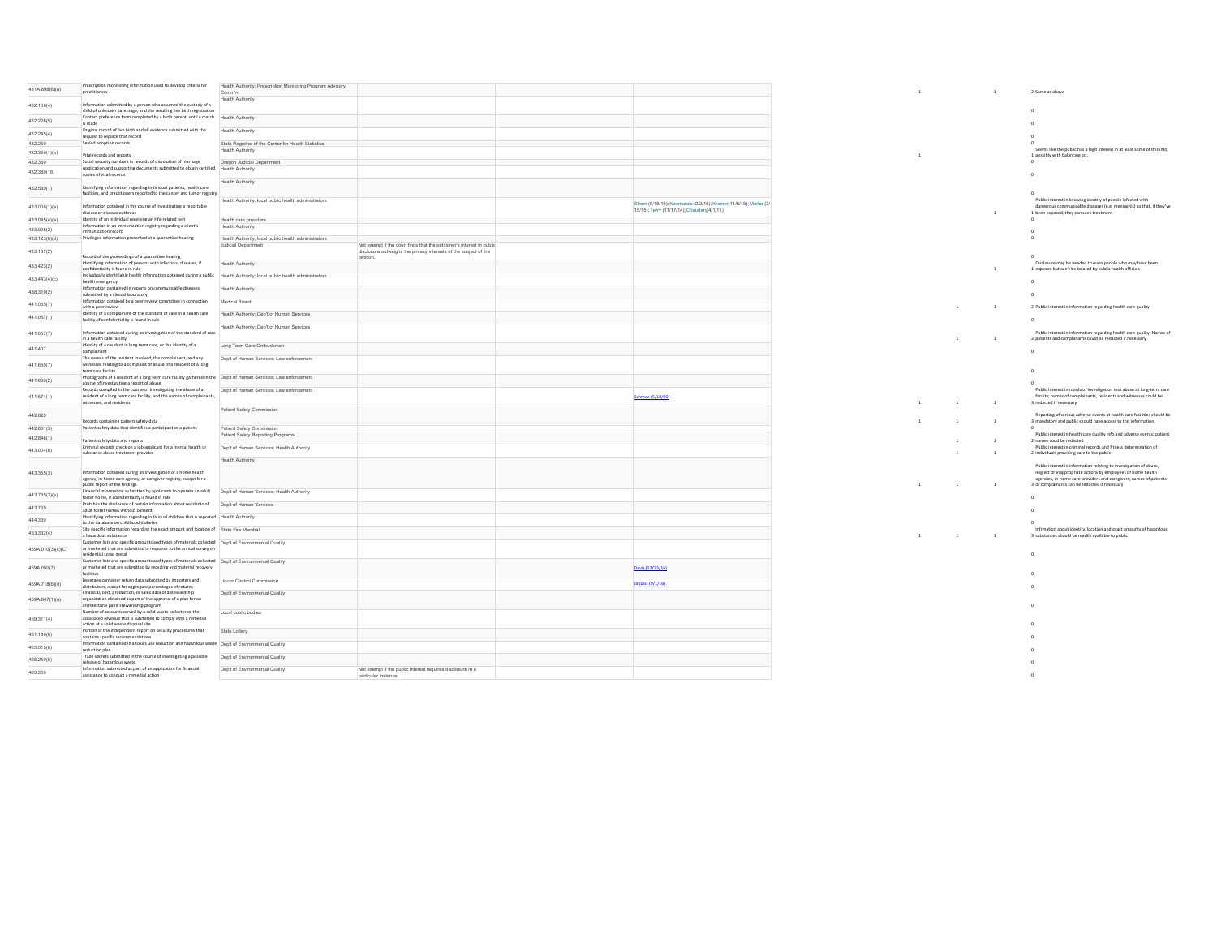| | | | | | | | | | | |
|---|---|---|---|---|---|---|---|---|---|---|
| 431A.898(6)(a) | Prescription monitoring information used to develop criteria for practitioners | Health Authority; Prescription Monitoring Program Advisory Comm'n | | | | 1 | | 1 | 2 | Same as above |
| 432.108(4) | Information submitted by a person who assumed the custody of a child of unknown parentage, and the resulting live birth registration | Health Authority | | | | | | | 0 | |
| 432.228(5) | Contact preference form completed by a birth parent, until a match is made | Health Authority | | | | | | | 0 | |
| 432.245(4) | Original record of live birth and all evidence submitted with the request to replace that record | Health Authority | | | | | | | 0 | |
| 432.250 | Sealed adoption records | State Registrar of the Center for Health Statistics | | | | | | | 0 | |
| 432.350(1)(e) | Vital records and reports | Health Authority | | | | 1 | | | 1 | Seems like the public has a legit interest in at least some of this info, possibly with balancing tst. |
| 432.360 | Social security numbers in records of dissolution of marriage | Oregon Judicial Department | | | | | | | 0 | |
| 432.380(16) | Application and supporting documents submitted to obtain certified copies of vital records | Health Authority | | | | | | | 0 | |
| 432.530(1) | Identifying information regarding individual patients, health care facilities, and practitioners reported to the cancer and tumor registry | Health Authority | | | | | | | 0 | |
| 433.008(1)(e) | Information obtained in the course of investigating a reportable disease or disease outbreak | Health Authority; local public health administrators | | | Strom (6/15/16); Koomanaie (2/2/16); Kramer(11/6/15); Marler (2/15/15); Terry (11/17/14); Chaudary(4/1/11) | | | 1 | 1 | Public interest in knowing identity of people infected with dangerous communicable diseases (e.g. meningitis) so that, if they've been exposed, they can seek treatment |
| 433.045(4)(e) | Identity of an individual receiving an HIV-related test | Health care providers | | | | | | | 0 | |
| 433.098(2) | Information in an immunization registry regarding a client's immunization record | Health Authority | | | | | | | 0 | |
| 433.123(6)(d) | Privileged information presented at a quarantine hearing | Health Authority; local public health administrators | | | | | | | 0 | |
| 433.137(2) | Record of the proceedings of a quarantine hearing | Judicial Department | Not exempt if the court finds that the petitioner's interest in public disclosure outweighs the privacy interests of the subject of the petition. | | | | | | 0 | |
| 433.423(2) | Identifying information of persons with infectious diseases, if confidentiality is found in rule | Health Authority | | | | | | 1 | 1 | Disclosure may be needed to warn people who may have been exposed but can't be located by public health officials |
| 433.443(4)(c) | Individually identifiable health information obtained during a public health emergency | Health Authority; local public health administrators | | | | | | | 0 | |
| 438.310(2) | Information contained in reports on communicable diseases submitted by a clinical laboratory | Health Authority | | | | | | | 0 | |
| 441.055(7) | Information obtained by a peer review committee in connection with a peer review | Medical Board | | | | | 1 | 1 | 2 | Public interest in information regarding health care quality |
| 441.057(1) | Identity of a complainant of the standard of care in a health care facility, if confidentiality is found in rule | Health Authority; Dep't of Human Services | | | | | | | 0 | |
| 441.057(7) | Information obtained during an investigation of the standard of care in a health care facility | Health Authority; Dep't of Human Services | | | | | 1 | 1 | 2 | Public interest in information regarding health care quality. Names of patients and complainants could be redacted if necessary |
| 441.407 | Identity of a resident in long term care, or the identity of a complainant | Long Term Care Ombudsman | | | | | | | 0 | |
| 441.650(7) | The names of the resident involved, the complainant, and any witnesses relating to a complaint of abuse of a resident of a long term care facility | Dep't of Human Services; Law enforcement | | | | | | | 0 | |
| 441.660(2) | Photographs of a resident of a long term care facility gathered in the course of investigating a report of abuse | Dep't of Human Services; Law enforcement | | | | | | | 0 | |
| 441.671(1) | Records compiled in the course of investigating the abuse of a resident of a long term care facility, and the names of complainants, witnesses, and residents | Dep't of Human Services; Law enforcement | | | Schmoe (5/18/90) | 1 | 1 | 1 | 3 | Public interest in rcords of investigation into abuse at long-term care facility; names of complainants, residents and witnesses could be redacted if necessary |
| 442.820 | Records containing patient safety data | Patient Safety Commission | | | | 1 | 1 | 1 | 3 | Reporting of serious adverse events at health care facilities should be mandatory and public should have access to this information |
| 442.831(3) | Patient safety data that identifies a participant or a patient | Patient Safety Commission | | | | | | | 0 | |
| 442.846(1) | Patient safety data and reports | Patient Safety Reporting Programs | | | | | 1 | 1 | 2 | Public interest in health care quality info and adverse events; patient names could be redacted |
| 443.004(6) | Criminal records check on a job applicant for a mental health or substance abuse treatment provider | Dep't of Human Services; Health Authority | | | | | 1 | 1 | 2 | Public interest in criminal records and fitness determination of individuals providing care to the public |
| 443.355(3) | Information obtained during an investigation of a home health agency, in-home care agency, or caregiver registry, except for a public report of the findings | Health Authority | | | | 1 | 1 | 1 | 3 | Public interest in information relating to investigation of abuse, neglect or inappropriate actions by employees of home health agencies, in-home care providers and caregivers; names of patients or complainants can be redacted if necessary |
| 443.735(3)(e) | Financial information submitted by applicants to operate an adult foster home, if confidentiality is found in rule | Dep't of Human Services; Health Authority | | | | | | | 0 | |
| 443.769 | Prohibits the disclosure of certain information about residents of adult foster homes without consent | Dep't of Human Services | | | | | | | 0 | |
| 444.330 | Identifying information regarding individual children that is reported to the database on childhood diabetes | Health Authority | | | | | | | 0 | |
| 453.332(4) | Site specific information regarding the exact amount and location of a hazardous substance | State Fire Marshal | | | | 1 | 1 | 1 | 3 | Infrmation about identity, location and exact amounts of hazardous substances should be readily available to public |
| 459A.010(3)(c)(C) | Customer lists and specific amounts and types of materials collected or marketed that are submitted in response to the annual survey on residential scrap metal | Dep't of Environmental Quality | | | | | | | 0 | |
| 459A.050(7) | Customer lists and specific amounts and types of materials collected or marketed that are submitted by recycling and material recovery facilities | Dep't of Environmental Quality | | | Davis (12/23/16) | | | | 0 | |
| 459A.718(6)(d) | Beverage container return data submitted by importers and distributors, except for aggregate percentages of returns | Liquor Control Commission | | | Jaquiss (9/1/16) | | | | 0 | |
| 459A.847(1)(a) | Financial, cost, production, or sales data of a stewardship organization obtained as part of the approval of a plan for an architectural paint stewardship program | Dep't of Environmental Quality | | | | | | | 0 | |
| 459.311(4) | Number of accounts served by a solid waste collector or the associated revenue that is submitted to comply with a remedial action at a solid waste disposal site | Local public bodies | | | | | | | 0 | |
| 461.180(6) | Portion of the independent report on security procedures that contains specific recommendations | State Lottery | | | | | | | 0 | |
| 465.015(6) | Information contained in a toxics use reduction and hazardous waste reduction plan | Dep't of Environmental Quality | | | | | | | 0 | |
| 465.250(5) | Trade secrets submitted in the course of investigating a possible release of hazardous waste | Dep't of Environmental Quality | | | | | | | 0 | |
| 465.300 | Information submitted as part of an application for financial assistance to conduct a remedial action | Dep't of Environmental Quality | Not exempt if the public interest requires disclosure in a particular instance. | | | | | | 0 | |